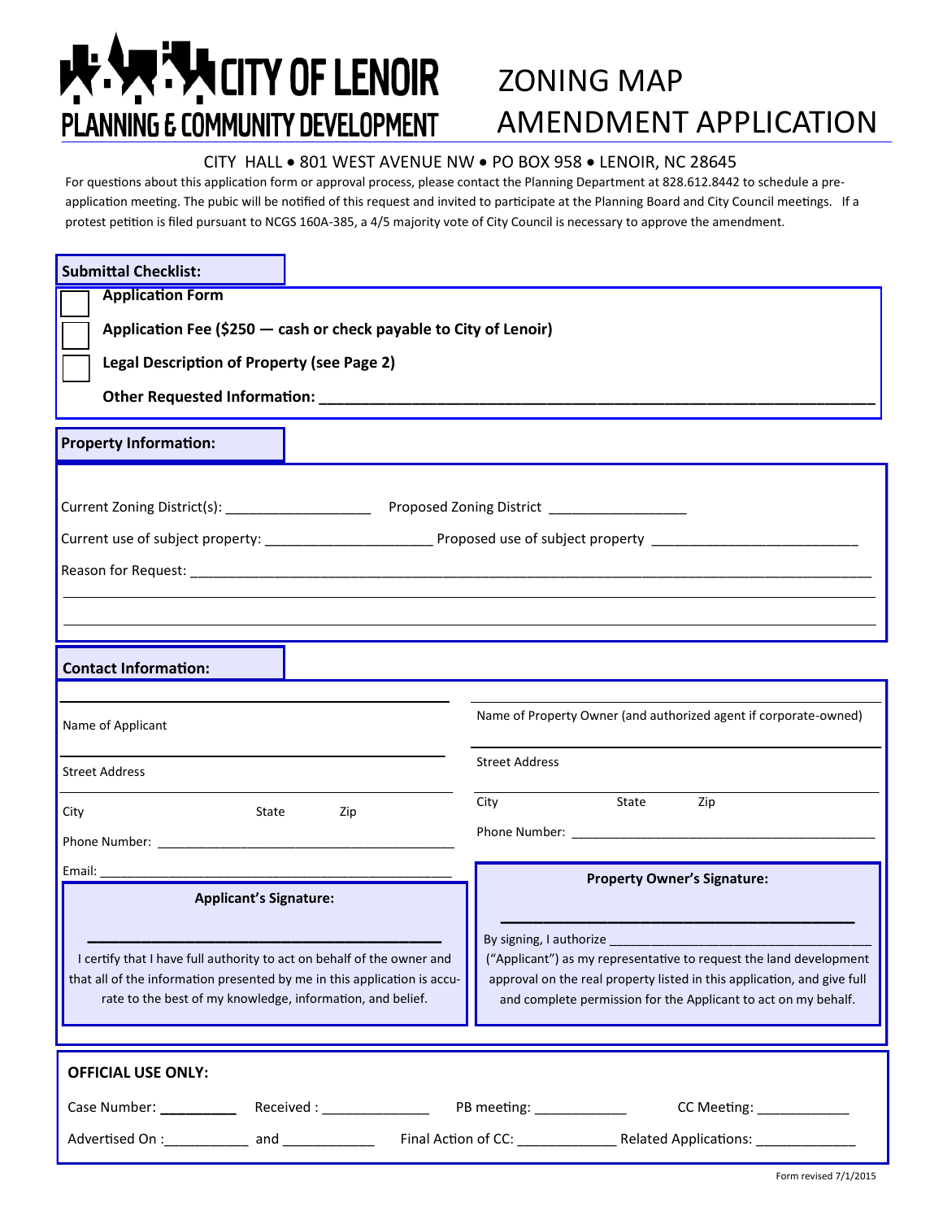# CITY OF LENOIR
## PLANNING & COMMUNITY DEVELOPMENT

# ZONING MAP AMENDMENT APPLICATION

CITY HALL • 801 WEST AVENUE NW • PO BOX 958 • LENOIR, NC 28645

For questions about this application form or approval process, please contact the Planning Department at 828.612.8442 to schedule a pre-application meeting. The pubic will be notified of this request and invited to participate at the Planning Board and City Council meetings. If a protest petition is filed pursuant to NCGS 160A-385, a 4/5 majority vote of City Council is necessary to approve the amendment.

**Submittal Checklist:**

- ☐ **Application Form**
- ☐ **Application Fee ($250 — cash or check payable to City of Lenoir)**
- ☐ **Legal Description of Property (see Page 2)**
- **Other Requested Information: ____________________________________________**

**Property Information:**

Current Zoning District(s): ___________________ Proposed Zoning District _________________

Current use of subject property: _____________________ Proposed use of subject property __________________________

Reason for Request: ________________________________________________________________

________________________________________________________________

________________________________________________________________

**Contact Information:**

| | |
|---|---|
| ______________________________ | ______________________________ |
| Name of Applicant | Name of Property Owner (and authorized agent if corporate-owned) |
| ______________________________ | ______________________________ |
| Street Address | Street Address |
| ______________________________ | ______________________________ |
| City State Zip | City State Zip |
| Phone Number: ______________________________ | Phone Number: ______________________________ |
| Email: ______________________________ | |

**Applicant's Signature:**

______________________________________

I certify that I have full authority to act on behalf of the owner and that all of the information presented by me in this application is accurate to the best of my knowledge, information, and belief.

**Property Owner's Signature:**

______________________________________

By signing, I authorize ______________________________ ("Applicant") as my representative to request the land development approval on the real property listed in this application, and give full and complete permission for the Applicant to act on my behalf.

**OFFICIAL USE ONLY:**

Case Number: _________ Received : ______________ PB meeting: ____________ CC Meeting: ____________

Advertised On :___________ and ____________ Final Action of CC: _____________ Related Applications: _____________

Form revised 7/1/2015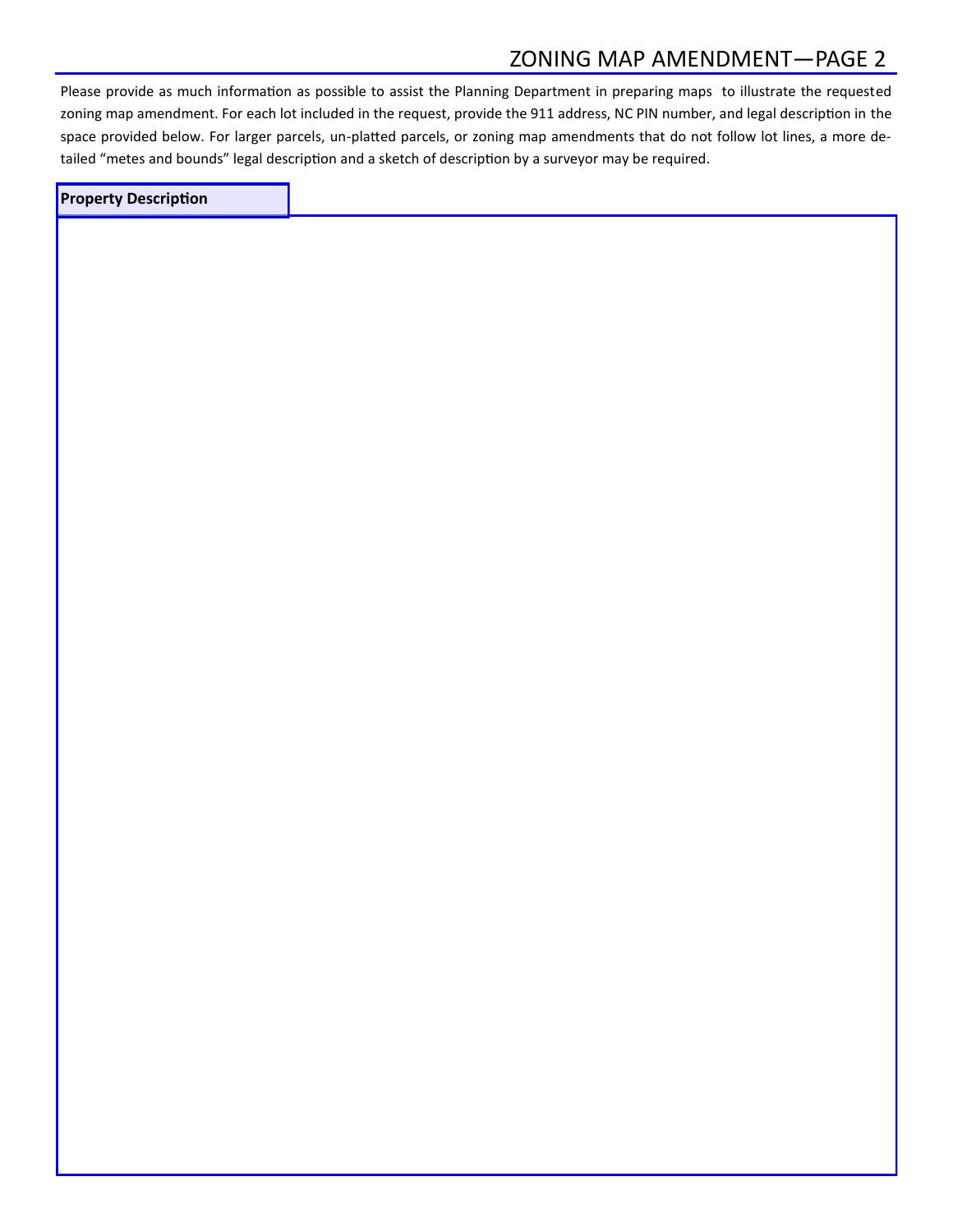# ZONING MAP AMENDMENT—PAGE 2

Please provide as much information as possible to assist the Planning Department in preparing maps to illustrate the requested zoning map amendment. For each lot included in the request, provide the 911 address, NC PIN number, and legal description in the space provided below. For larger parcels, un-platted parcels, or zoning map amendments that do not follow lot lines, a more detailed "metes and bounds" legal description and a sketch of description by a surveyor may be required.

**Property Description**